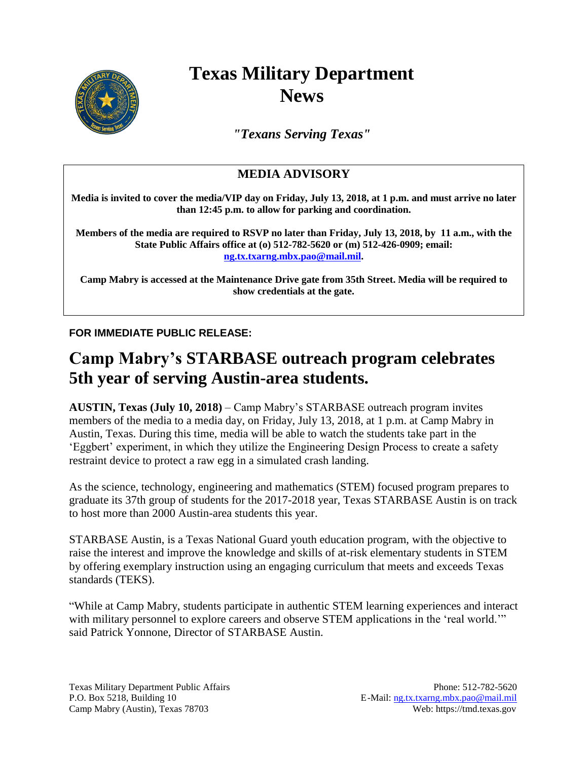# Texas Military Department News

***"Texans Serving Texas"***

## MEDIA ADVISORY

**Media is invited to cover the media/VIP day on Friday, July 13, 2018, at 1 p.m. and must arrive no later than 12:45 p.m. to allow for parking and coordination.**

**Members of the media are required to RSVP no later than Friday, July 13, 2018, by 11 a.m., with the State Public Affairs office at (o) 512-782-5620 or (m) 512-426-0909; email: [ng.tx.txarng.mbx.pao@mail.mil](mailto:ng.tx.txarng.mbx.pao@mail.mil).**

**Camp Mabry is accessed at the Maintenance Drive gate from 35th Street. Media will be required to show credentials at the gate.**

**FOR IMMEDIATE PUBLIC RELEASE:**

# Camp Mabry's STARBASE outreach program celebrates 5th year of serving Austin-area students.

**AUSTIN, Texas (July 10, 2018)** – Camp Mabry's STARBASE outreach program invites members of the media to a media day, on Friday, July 13, 2018, at 1 p.m. at Camp Mabry in Austin, Texas. During this time, media will be able to watch the students take part in the 'Eggbert' experiment, in which they utilize the Engineering Design Process to create a safety restraint device to protect a raw egg in a simulated crash landing.

As the science, technology, engineering and mathematics (STEM) focused program prepares to graduate its 37th group of students for the 2017-2018 year, Texas STARBASE Austin is on track to host more than 2000 Austin-area students this year.

STARBASE Austin, is a Texas National Guard youth education program, with the objective to raise the interest and improve the knowledge and skills of at-risk elementary students in STEM by offering exemplary instruction using an engaging curriculum that meets and exceeds Texas standards (TEKS).

"While at Camp Mabry, students participate in authentic STEM learning experiences and interact with military personnel to explore careers and observe STEM applications in the 'real world.'" said Patrick Yonnone, Director of STARBASE Austin.

Texas Military Department Public Affairs
P.O. Box 5218, Building 10
Camp Mabry (Austin), Texas 78703

Phone: 512-782-5620
E-Mail: [ng.tx.txarng.mbx.pao@mail.mil](mailto:ng.tx.txarng.mbx.pao@mail.mil)
Web: https://tmd.texas.gov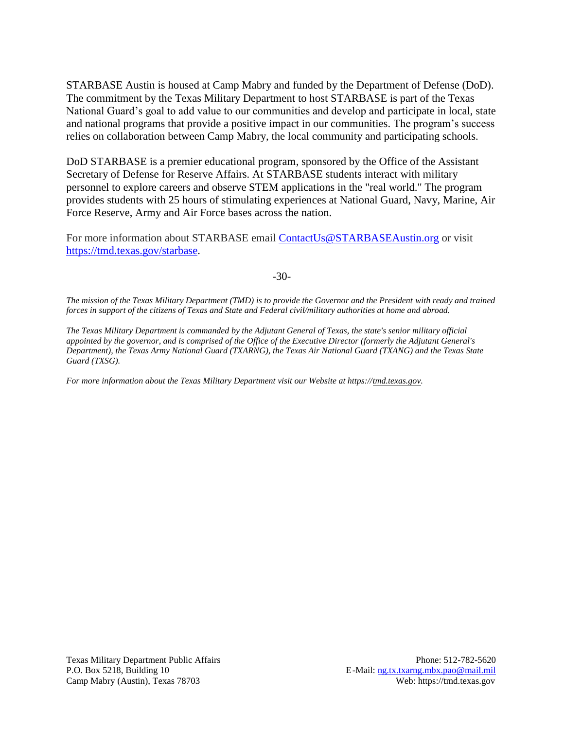STARBASE Austin is housed at Camp Mabry and funded by the Department of Defense (DoD). The commitment by the Texas Military Department to host STARBASE is part of the Texas National Guard's goal to add value to our communities and develop and participate in local, state and national programs that provide a positive impact in our communities. The program's success relies on collaboration between Camp Mabry, the local community and participating schools.

DoD STARBASE is a premier educational program, sponsored by the Office of the Assistant Secretary of Defense for Reserve Affairs. At STARBASE students interact with military personnel to explore careers and observe STEM applications in the "real world." The program provides students with 25 hours of stimulating experiences at National Guard, Navy, Marine, Air Force Reserve, Army and Air Force bases across the nation.

For more information about STARBASE email ContactUs@STARBASEAustin.org or visit https://tmd.texas.gov/starbase.

-30-

*The mission of the Texas Military Department (TMD) is to provide the Governor and the President with ready and trained forces in support of the citizens of Texas and State and Federal civil/military authorities at home and abroad.*

*The Texas Military Department is commanded by the Adjutant General of Texas, the state's senior military official appointed by the governor, and is comprised of the Office of the Executive Director (formerly the Adjutant General's Department), the Texas Army National Guard (TXARNG), the Texas Air National Guard (TXANG) and the Texas State Guard (TXSG).*

*For more information about the Texas Military Department visit our Website at https://tmd.texas.gov.*

Texas Military Department Public Affairs
P.O. Box 5218, Building 10
Camp Mabry (Austin), Texas 78703

Phone: 512-782-5620
E-Mail: ng.tx.txarng.mbx.pao@mail.mil
Web: https://tmd.texas.gov